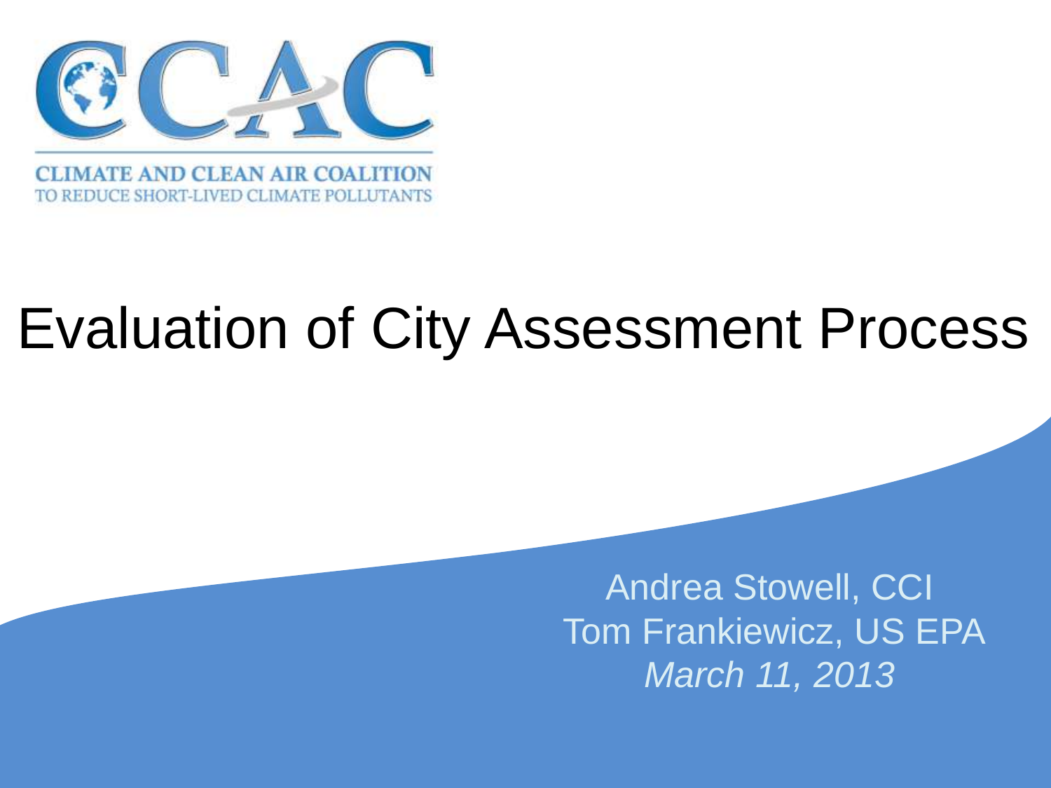CCAC

CLIMATE AND CLEAN AIR COALITION
TO REDUCE SHORT-LIVED CLIMATE POLLUTANTS

# Evaluation of City Assessment Process

Andrea Stowell, CCI
Tom Frankiewicz, US EPA
*March 11, 2013*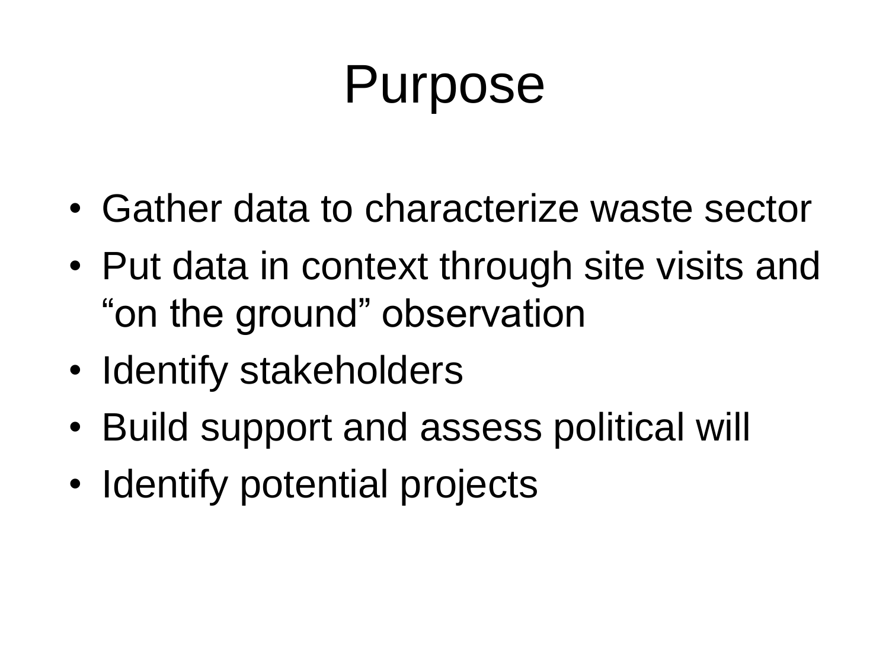# Purpose

- Gather data to characterize waste sector
- Put data in context through site visits and "on the ground" observation
- Identify stakeholders
- Build support and assess political will
- Identify potential projects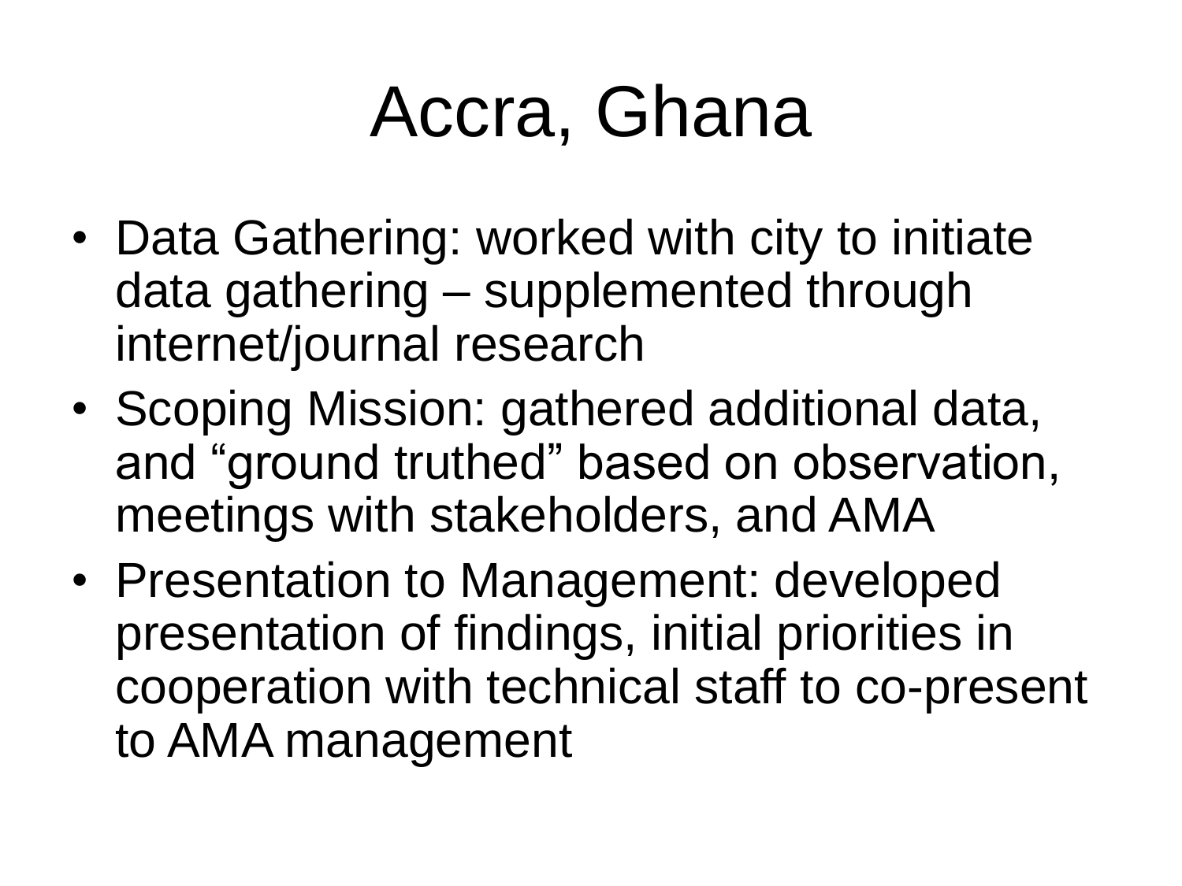# Accra, Ghana

- Data Gathering: worked with city to initiate data gathering – supplemented through internet/journal research
- Scoping Mission: gathered additional data, and "ground truthed" based on observation, meetings with stakeholders, and AMA
- Presentation to Management: developed presentation of findings, initial priorities in cooperation with technical staff to co-present to AMA management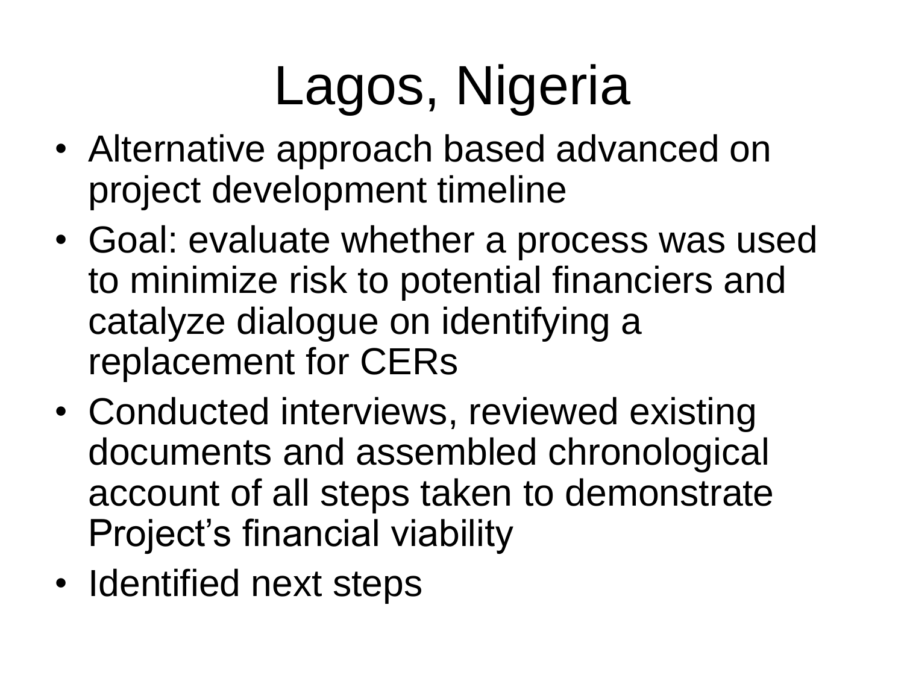# Lagos, Nigeria

- Alternative approach based advanced on project development timeline
- Goal: evaluate whether a process was used to minimize risk to potential financiers and catalyze dialogue on identifying a replacement for CERs
- Conducted interviews, reviewed existing documents and assembled chronological account of all steps taken to demonstrate Project's financial viability
- Identified next steps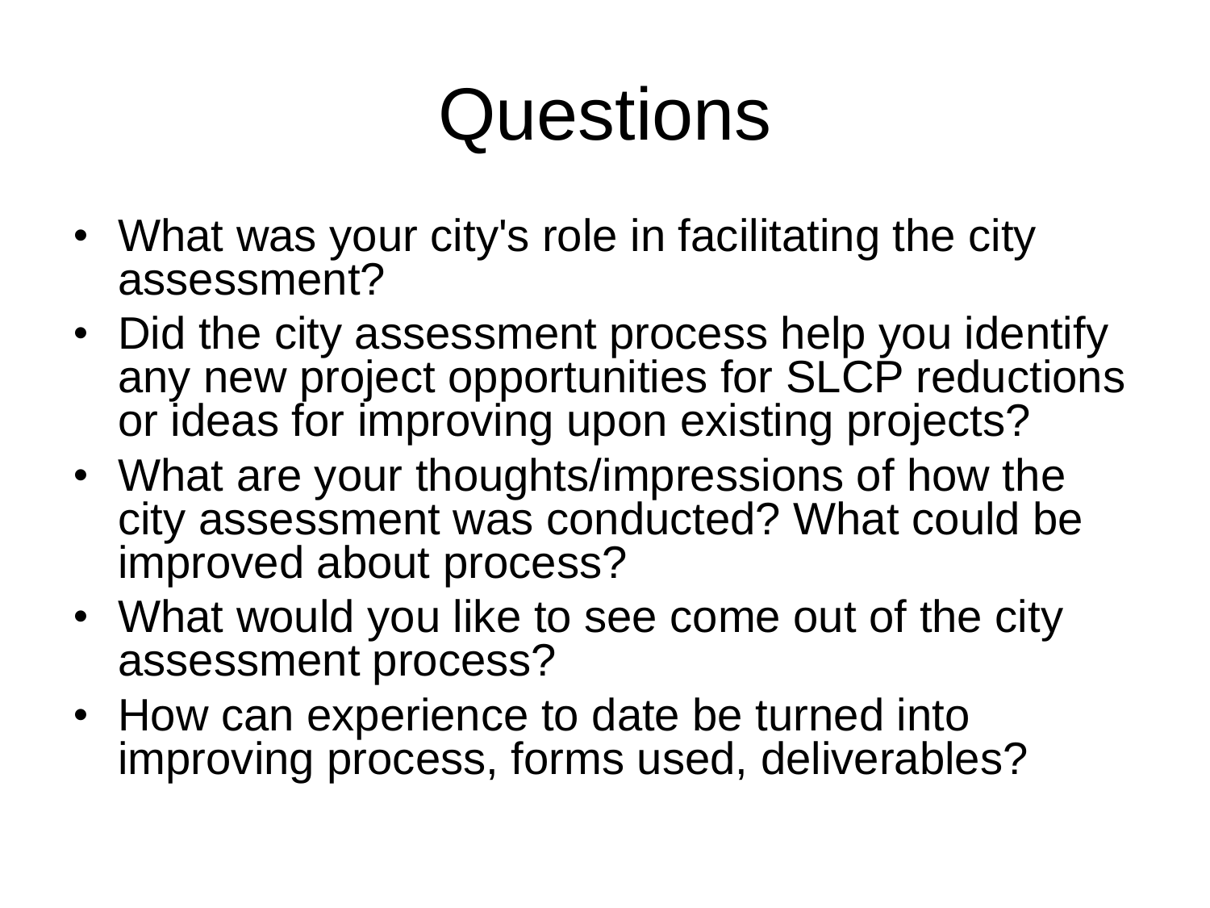# Questions

- What was your city's role in facilitating the city assessment?
- Did the city assessment process help you identify any new project opportunities for SLCP reductions or ideas for improving upon existing projects?
- What are your thoughts/impressions of how the city assessment was conducted? What could be improved about process?
- What would you like to see come out of the city assessment process?
- How can experience to date be turned into improving process, forms used, deliverables?